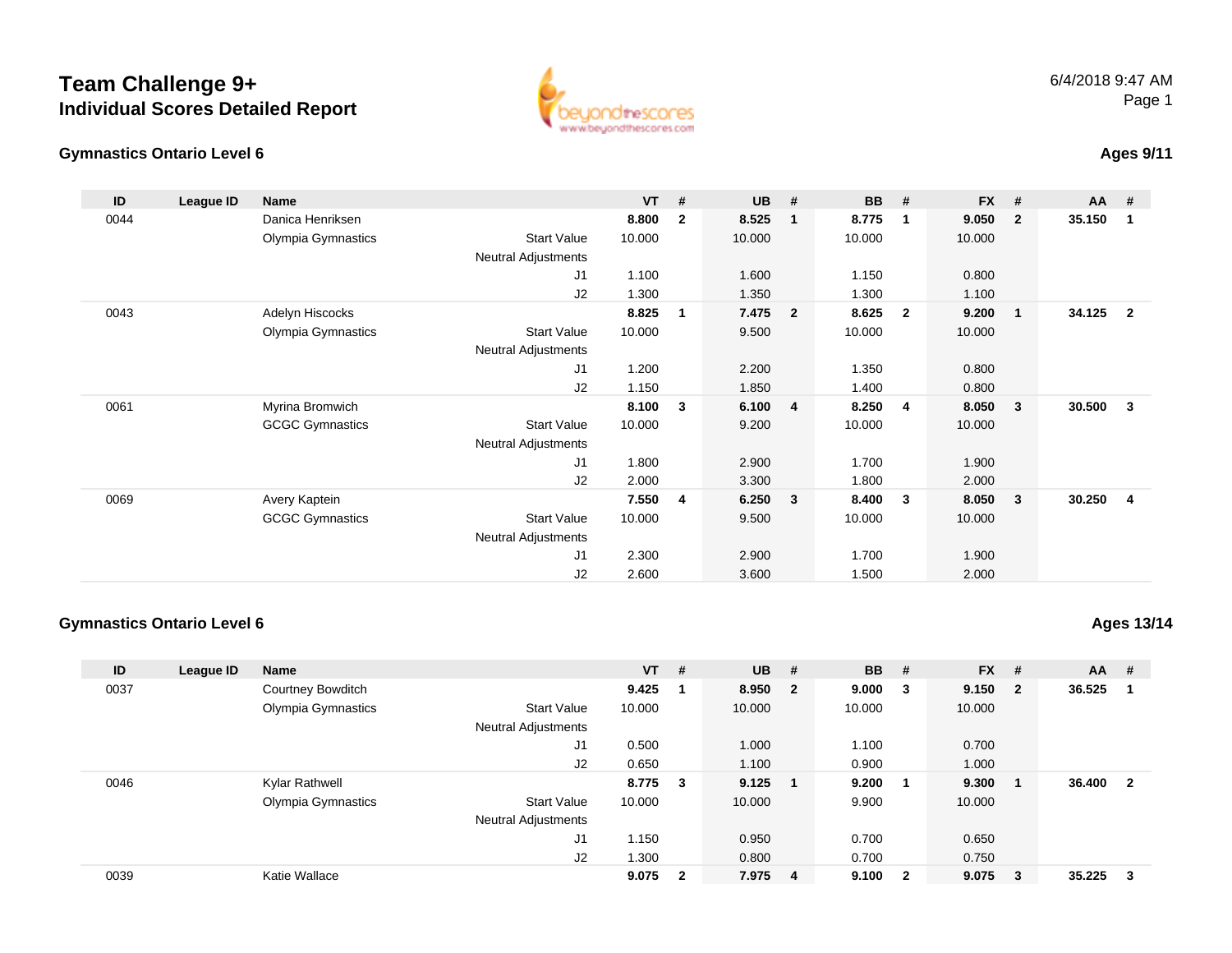# Team Challenge 9+

## Individual Scores Detailed Report

6/4/2018 9:47 AM

### Gymnastics Ontario Level 6

**Ages 9/11**

| ID | League ID | Name | | VT | # | UB | # | BB | # | FX | # | AA | # |
|---|---|---|---|---|---|---|---|---|---|---|---|---|---|
| 0044 | | Danica Henriksen | | **8.800** | **2** | **8.525** | **1** | **8.775** | **1** | **9.050** | **2** | **35.150** | **1** |
| | | Olympia Gymnastics | Start Value | 10.000 | | 10.000 | | 10.000 | | 10.000 | | | |
| | | | Neutral Adjustments | | | | | | | | | | |
| | | | J1 | 1.100 | | 1.600 | | 1.150 | | 0.800 | | | |
| | | | J2 | 1.300 | | 1.350 | | 1.300 | | 1.100 | | | |
| 0043 | | Adelyn Hiscocks | | **8.825** | **1** | **7.475** | **2** | **8.625** | **2** | **9.200** | **1** | **34.125** | **2** |
| | | Olympia Gymnastics | Start Value | 10.000 | | 9.500 | | 10.000 | | 10.000 | | | |
| | | | Neutral Adjustments | | | | | | | | | | |
| | | | J1 | 1.200 | | 2.200 | | 1.350 | | 0.800 | | | |
| | | | J2 | 1.150 | | 1.850 | | 1.400 | | 0.800 | | | |
| 0061 | | Myrina Bromwich | | **8.100** | **3** | **6.100** | **4** | **8.250** | **4** | **8.050** | **3** | **30.500** | **3** |
| | | GCGC Gymnastics | Start Value | 10.000 | | 9.200 | | 10.000 | | 10.000 | | | |
| | | | Neutral Adjustments | | | | | | | | | | |
| | | | J1 | 1.800 | | 2.900 | | 1.700 | | 1.900 | | | |
| | | | J2 | 2.000 | | 3.300 | | 1.800 | | 2.000 | | | |
| 0069 | | Avery Kaptein | | **7.550** | **4** | **6.250** | **3** | **8.400** | **3** | **8.050** | **3** | **30.250** | **4** |
| | | GCGC Gymnastics | Start Value | 10.000 | | 9.500 | | 10.000 | | 10.000 | | | |
| | | | Neutral Adjustments | | | | | | | | | | |
| | | | J1 | 2.300 | | 2.900 | | 1.700 | | 1.900 | | | |
| | | | J2 | 2.600 | | 3.600 | | 1.500 | | 2.000 | | | |

### Gymnastics Ontario Level 6

**Ages 13/14**

| ID | League ID | Name | | VT | # | UB | # | BB | # | FX | # | AA | # |
|---|---|---|---|---|---|---|---|---|---|---|---|---|---|
| 0037 | | Courtney Bowditch | | **9.425** | **1** | **8.950** | **2** | **9.000** | **3** | **9.150** | **2** | **36.525** | **1** |
| | | Olympia Gymnastics | Start Value | 10.000 | | 10.000 | | 10.000 | | 10.000 | | | |
| | | | Neutral Adjustments | | | | | | | | | | |
| | | | J1 | 0.500 | | 1.000 | | 1.100 | | 0.700 | | | |
| | | | J2 | 0.650 | | 1.100 | | 0.900 | | 1.000 | | | |
| 0046 | | Kylar Rathwell | | **8.775** | **3** | **9.125** | **1** | **9.200** | **1** | **9.300** | **1** | **36.400** | **2** |
| | | Olympia Gymnastics | Start Value | 10.000 | | 10.000 | | 9.900 | | 10.000 | | | |
| | | | Neutral Adjustments | | | | | | | | | | |
| | | | J1 | 1.150 | | 0.950 | | 0.700 | | 0.650 | | | |
| | | | J2 | 1.300 | | 0.800 | | 0.700 | | 0.750 | | | |
| 0039 | | Katie Wallace | | **9.075** | **2** | **7.975** | **4** | **9.100** | **2** | **9.075** | **3** | **35.225** | **3** |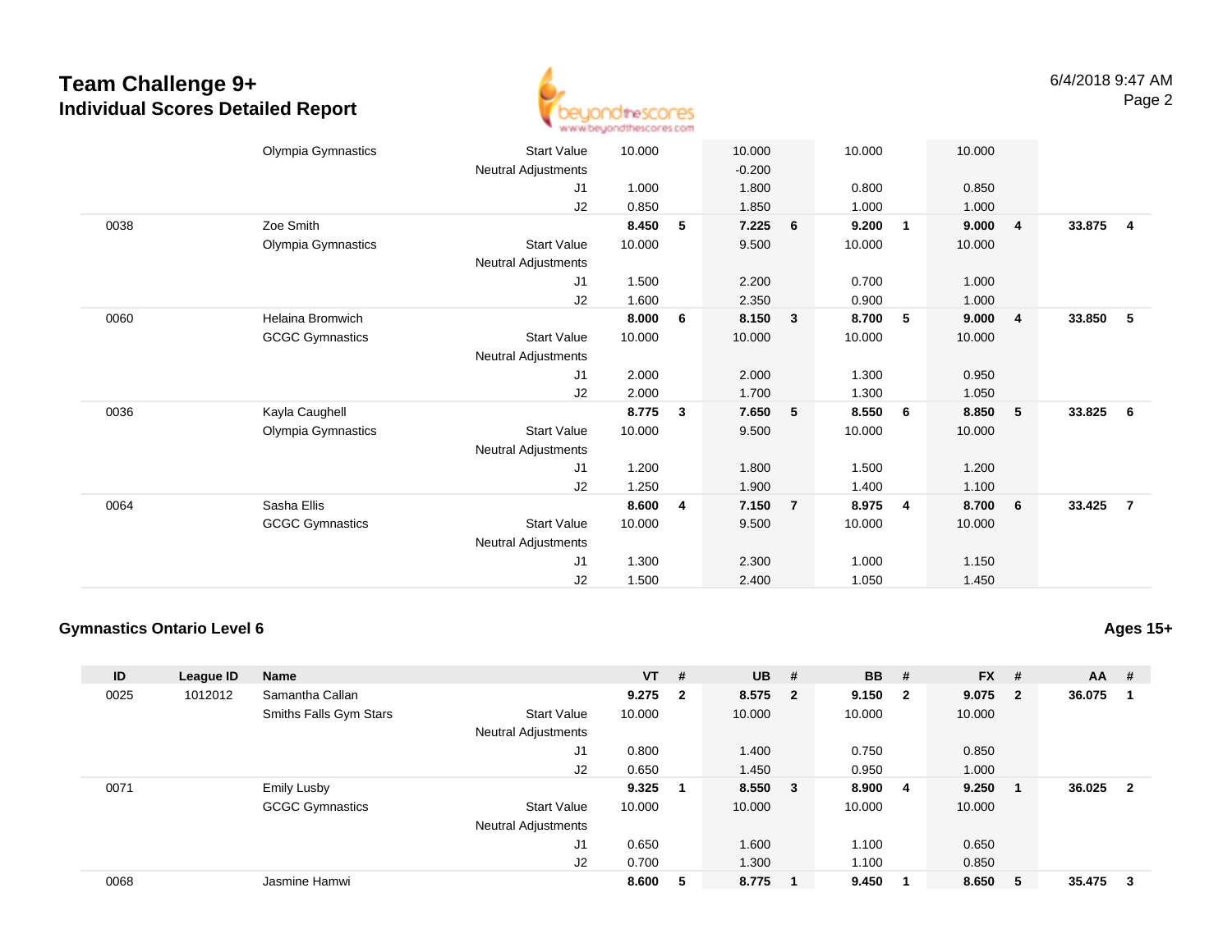# Team Challenge 9+

## Individual Scores Detailed Report

6/4/2018 9:47 AM

| ID | League ID | Name | | VT | # | UB | # | BB | # | FX | # | AA | # |
|---|---|---|---|---|---|---|---|---|---|---|---|---|---|
| | | Olympia Gymnastics | Start Value | 10.000 | | 10.000 | | 10.000 | | 10.000 | | | |
| | | | Neutral Adjustments | | | -0.200 | | | | | | | |
| | | | J1 | 1.000 | | 1.800 | | 0.800 | | 0.850 | | | |
| | | | J2 | 0.850 | | 1.850 | | 1.000 | | 1.000 | | | |
| 0038 | | Zoe Smith | | **8.450** | **5** | **7.225** | **6** | **9.200** | **1** | **9.000** | **4** | **33.875** | **4** |
| | | Olympia Gymnastics | Start Value | 10.000 | | 9.500 | | 10.000 | | 10.000 | | | |
| | | | Neutral Adjustments | | | | | | | | | | |
| | | | J1 | 1.500 | | 2.200 | | 0.700 | | 1.000 | | | |
| | | | J2 | 1.600 | | 2.350 | | 0.900 | | 1.000 | | | |
| 0060 | | Helaina Bromwich | | **8.000** | **6** | **8.150** | **3** | **8.700** | **5** | **9.000** | **4** | **33.850** | **5** |
| | | GCGC Gymnastics | Start Value | 10.000 | | 10.000 | | 10.000 | | 10.000 | | | |
| | | | Neutral Adjustments | | | | | | | | | | |
| | | | J1 | 2.000 | | 2.000 | | 1.300 | | 0.950 | | | |
| | | | J2 | 2.000 | | 1.700 | | 1.300 | | 1.050 | | | |
| 0036 | | Kayla Caughell | | **8.775** | **3** | **7.650** | **5** | **8.550** | **6** | **8.850** | **5** | **33.825** | **6** |
| | | Olympia Gymnastics | Start Value | 10.000 | | 9.500 | | 10.000 | | 10.000 | | | |
| | | | Neutral Adjustments | | | | | | | | | | |
| | | | J1 | 1.200 | | 1.800 | | 1.500 | | 1.200 | | | |
| | | | J2 | 1.250 | | 1.900 | | 1.400 | | 1.100 | | | |
| 0064 | | Sasha Ellis | | **8.600** | **4** | **7.150** | **7** | **8.975** | **4** | **8.700** | **6** | **33.425** | **7** |
| | | GCGC Gymnastics | Start Value | 10.000 | | 9.500 | | 10.000 | | 10.000 | | | |
| | | | Neutral Adjustments | | | | | | | | | | |
| | | | J1 | 1.300 | | 2.300 | | 1.000 | | 1.150 | | | |
| | | | J2 | 1.500 | | 2.400 | | 1.050 | | 1.450 | | | |

### Gymnastics Ontario Level 6

**Ages 15+**

| ID | League ID | Name | | VT | # | UB | # | BB | # | FX | # | AA | # |
|---|---|---|---|---|---|---|---|---|---|---|---|---|---|
| 0025 | 1012012 | Samantha Callan | | **9.275** | **2** | **8.575** | **2** | **9.150** | **2** | **9.075** | **2** | **36.075** | **1** |
| | | Smiths Falls Gym Stars | Start Value | 10.000 | | 10.000 | | 10.000 | | 10.000 | | | |
| | | | Neutral Adjustments | | | | | | | | | | |
| | | | J1 | 0.800 | | 1.400 | | 0.750 | | 0.850 | | | |
| | | | J2 | 0.650 | | 1.450 | | 0.950 | | 1.000 | | | |
| 0071 | | Emily Lusby | | **9.325** | **1** | **8.550** | **3** | **8.900** | **4** | **9.250** | **1** | **36.025** | **2** |
| | | GCGC Gymnastics | Start Value | 10.000 | | 10.000 | | 10.000 | | 10.000 | | | |
| | | | Neutral Adjustments | | | | | | | | | | |
| | | | J1 | 0.650 | | 1.600 | | 1.100 | | 0.650 | | | |
| | | | J2 | 0.700 | | 1.300 | | 1.100 | | 0.850 | | | |
| 0068 | | Jasmine Hamwi | | **8.600** | **5** | **8.775** | **1** | **9.450** | **1** | **8.650** | **5** | **35.475** | **3** |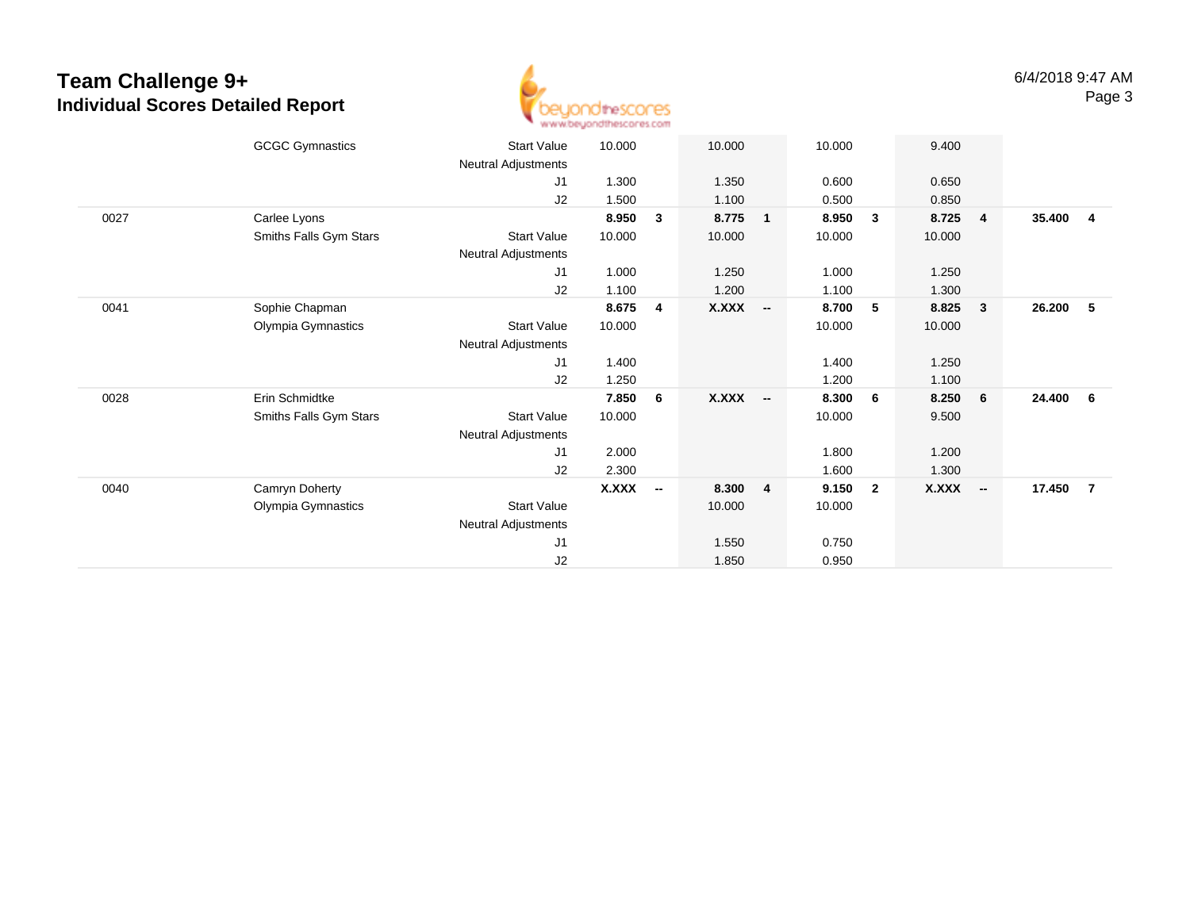# Team Challenge 9+

## Individual Scores Detailed Report

| | | | | | | | | | | | | |
|---|---|---|---|---|---|---|---|---|---|---|---|---|
| | GCGC Gymnastics | Start Value | 10.000 | | 10.000 | | 10.000 | | 9.400 | | | |
| | | Neutral Adjustments | | | | | | | | | | |
| | | J1 | 1.300 | | 1.350 | | 0.600 | | 0.650 | | | |
| | | J2 | 1.500 | | 1.100 | | 0.500 | | 0.850 | | | |
| 0027 | Carlee Lyons | | **8.950** | **3** | **8.775** | **1** | **8.950** | **3** | **8.725** | **4** | **35.400** | **4** |
| | Smiths Falls Gym Stars | Start Value | 10.000 | | 10.000 | | 10.000 | | 10.000 | | | |
| | | Neutral Adjustments | | | | | | | | | | |
| | | J1 | 1.000 | | 1.250 | | 1.000 | | 1.250 | | | |
| | | J2 | 1.100 | | 1.200 | | 1.100 | | 1.300 | | | |
| 0041 | Sophie Chapman | | **8.675** | **4** | **X.XXX** | **--** | **8.700** | **5** | **8.825** | **3** | **26.200** | **5** |
| | Olympia Gymnastics | Start Value | 10.000 | | | | 10.000 | | 10.000 | | | |
| | | Neutral Adjustments | | | | | | | | | | |
| | | J1 | 1.400 | | | | 1.400 | | 1.250 | | | |
| | | J2 | 1.250 | | | | 1.200 | | 1.100 | | | |
| 0028 | Erin Schmidtke | | **7.850** | **6** | **X.XXX** | **--** | **8.300** | **6** | **8.250** | **6** | **24.400** | **6** |
| | Smiths Falls Gym Stars | Start Value | 10.000 | | | | 10.000 | | 9.500 | | | |
| | | Neutral Adjustments | | | | | | | | | | |
| | | J1 | 2.000 | | | | 1.800 | | 1.200 | | | |
| | | J2 | 2.300 | | | | 1.600 | | 1.300 | | | |
| 0040 | Camryn Doherty | | **X.XXX** | **--** | **8.300** | **4** | **9.150** | **2** | **X.XXX** | **--** | **17.450** | **7** |
| | Olympia Gymnastics | Start Value | | | 10.000 | | 10.000 | | | | | |
| | | Neutral Adjustments | | | | | | | | | | |
| | | J1 | | | 1.550 | | 0.750 | | | | | |
| | | J2 | | | 1.850 | | 0.950 | | | | | |